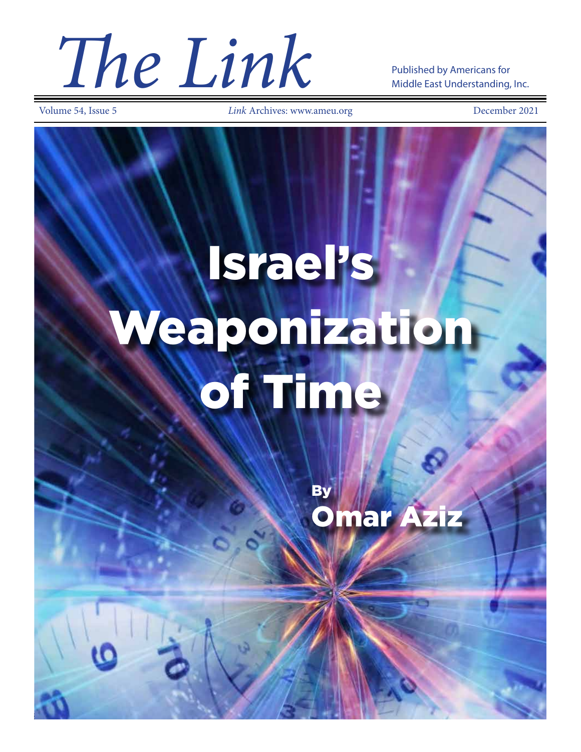# The Link

Published by Americans for Middle East Understanding, Inc.

Volume 54, Issue 5 | *Link* Archives: www.ameu.org | December 2021

# Israel's Weaponization of Time

By

**Omar Aziz**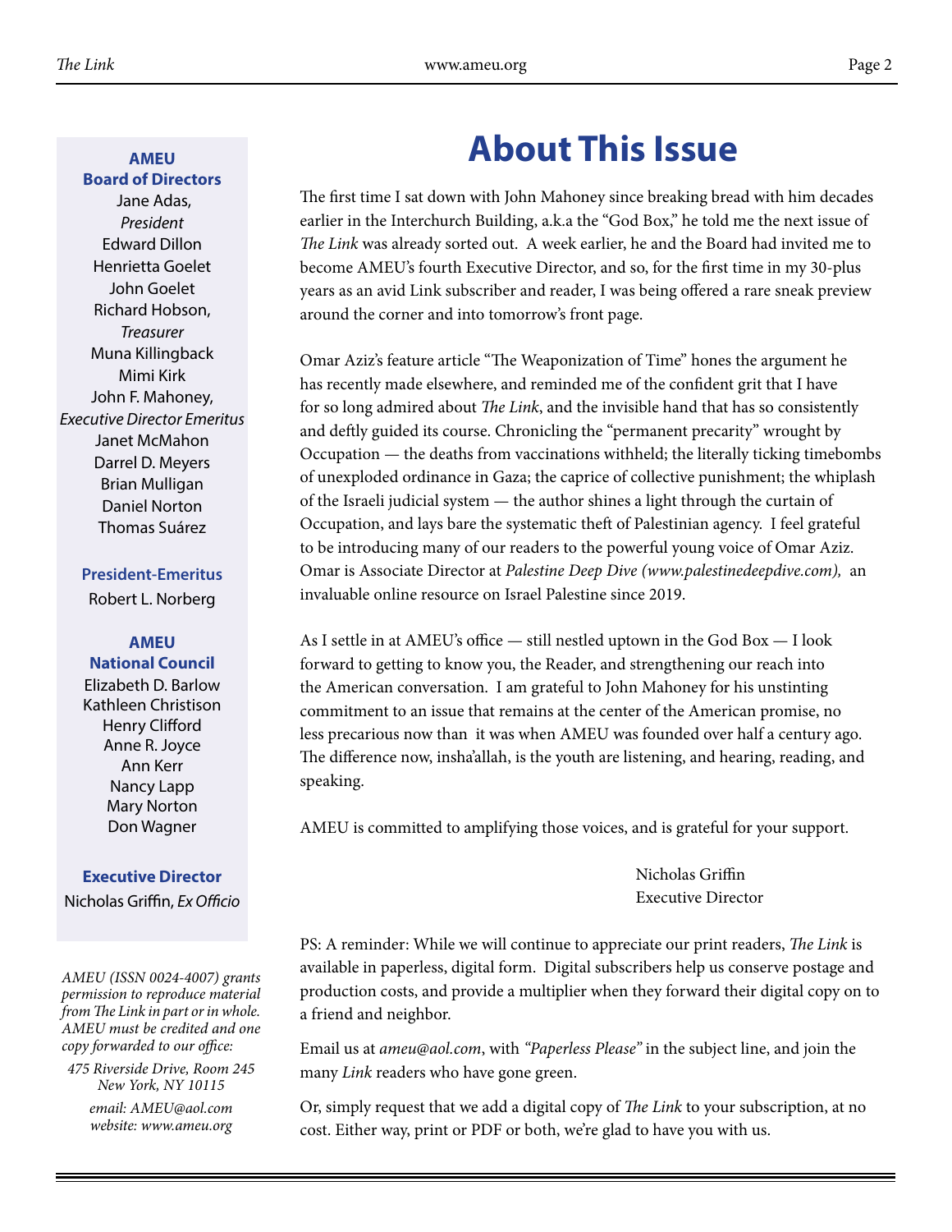**AMEU**
**Board of Directors**

Jane Adas,
*President*
Edward Dillon
Henrietta Goelet
John Goelet
Richard Hobson,
*Treasurer*
Muna Killingback
Mimi Kirk
John F. Mahoney,
*Executive Director Emeritus*
Janet McMahon
Darrel D. Meyers
Brian Mulligan
Daniel Norton
Thomas Suárez

**President-Emeritus**

Robert L. Norberg

**AMEU**
**National Council**

Elizabeth D. Barlow
Kathleen Christison
Henry Clifford
Anne R. Joyce
Ann Kerr
Nancy Lapp
Mary Norton
Don Wagner

**Executive Director**

Nicholas Griffin, *Ex Officio*

*AMEU (ISSN 0024-4007) grants permission to reproduce material from The Link in part or in whole. AMEU must be credited and one copy forwarded to our office:*

*475 Riverside Drive, Room 245*
*New York, NY 10115*

*email: AMEU@aol.com*
*website: www.ameu.org*

# About This Issue

The first time I sat down with John Mahoney since breaking bread with him decades earlier in the Interchurch Building, a.k.a the "God Box," he told me the next issue of *The Link* was already sorted out. A week earlier, he and the Board had invited me to become AMEU's fourth Executive Director, and so, for the first time in my 30-plus years as an avid Link subscriber and reader, I was being offered a rare sneak preview around the corner and into tomorrow's front page.

Omar Aziz's feature article "The Weaponization of Time" hones the argument he has recently made elsewhere, and reminded me of the confident grit that I have for so long admired about *The Link*, and the invisible hand that has so consistently and deftly guided its course. Chronicling the "permanent precarity" wrought by Occupation — the deaths from vaccinations withheld; the literally ticking timebombs of unexploded ordinance in Gaza; the caprice of collective punishment; the whiplash of the Israeli judicial system — the author shines a light through the curtain of Occupation, and lays bare the systematic theft of Palestinian agency. I feel grateful to be introducing many of our readers to the powerful young voice of Omar Aziz. Omar is Associate Director at *Palestine Deep Dive (www.palestinedeepdive.com),* an invaluable online resource on Israel Palestine since 2019.

As I settle in at AMEU's office — still nestled uptown in the God Box — I look forward to getting to know you, the Reader, and strengthening our reach into the American conversation. I am grateful to John Mahoney for his unstinting commitment to an issue that remains at the center of the American promise, no less precarious now than it was when AMEU was founded over half a century ago. The difference now, insha'allah, is the youth are listening, and hearing, reading, and speaking.

AMEU is committed to amplifying those voices, and is grateful for your support.

Nicholas Griffin
Executive Director

PS: A reminder: While we will continue to appreciate our print readers, *The Link* is available in paperless, digital form. Digital subscribers help us conserve postage and production costs, and provide a multiplier when they forward their digital copy on to a friend and neighbor.

Email us at *ameu@aol.com*, with *"Paperless Please"* in the subject line, and join the many *Link* readers who have gone green.

Or, simply request that we add a digital copy of *The Link* to your subscription, at no cost. Either way, print or PDF or both, we're glad to have you with us.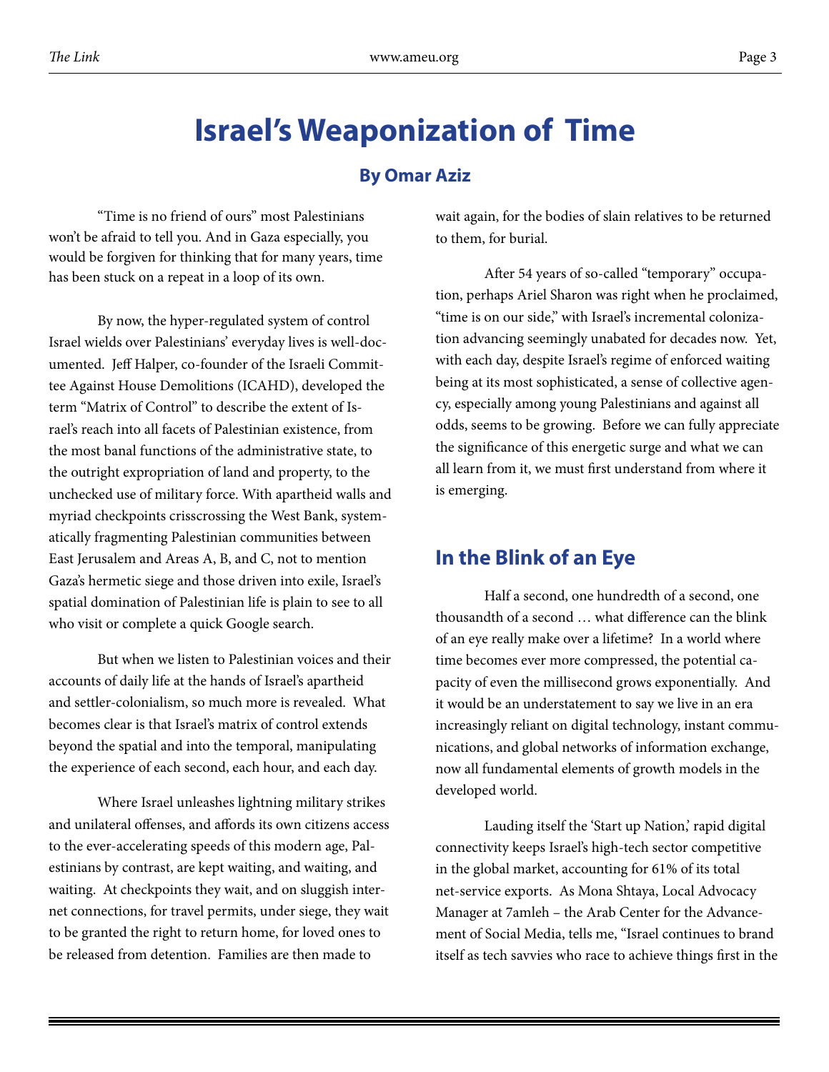# Israel's Weaponization of Time

**By Omar Aziz**

"Time is no friend of ours" most Palestinians won't be afraid to tell you. And in Gaza especially, you would be forgiven for thinking that for many years, time has been stuck on a repeat in a loop of its own.

By now, the hyper-regulated system of control Israel wields over Palestinians' everyday lives is well-documented. Jeff Halper, co-founder of the Israeli Committee Against House Demolitions (ICAHD), developed the term "Matrix of Control" to describe the extent of Israel's reach into all facets of Palestinian existence, from the most banal functions of the administrative state, to the outright expropriation of land and property, to the unchecked use of military force. With apartheid walls and myriad checkpoints crisscrossing the West Bank, systematically fragmenting Palestinian communities between East Jerusalem and Areas A, B, and C, not to mention Gaza's hermetic siege and those driven into exile, Israel's spatial domination of Palestinian life is plain to see to all who visit or complete a quick Google search.

But when we listen to Palestinian voices and their accounts of daily life at the hands of Israel's apartheid and settler-colonialism, so much more is revealed. What becomes clear is that Israel's matrix of control extends beyond the spatial and into the temporal, manipulating the experience of each second, each hour, and each day.

Where Israel unleashes lightning military strikes and unilateral offenses, and affords its own citizens access to the ever-accelerating speeds of this modern age, Palestinians by contrast, are kept waiting, and waiting, and waiting. At checkpoints they wait, and on sluggish internet connections, for travel permits, under siege, they wait to be granted the right to return home, for loved ones to be released from detention. Families are then made to wait again, for the bodies of slain relatives to be returned to them, for burial.

After 54 years of so-called "temporary" occupation, perhaps Ariel Sharon was right when he proclaimed, "time is on our side," with Israel's incremental colonization advancing seemingly unabated for decades now. Yet, with each day, despite Israel's regime of enforced waiting being at its most sophisticated, a sense of collective agency, especially among young Palestinians and against all odds, seems to be growing. Before we can fully appreciate the significance of this energetic surge and what we can all learn from it, we must first understand from where it is emerging.

## In the Blink of an Eye

Half a second, one hundredth of a second, one thousandth of a second … what difference can the blink of an eye really make over a lifetime? In a world where time becomes ever more compressed, the potential capacity of even the millisecond grows exponentially. And it would be an understatement to say we live in an era increasingly reliant on digital technology, instant communications, and global networks of information exchange, now all fundamental elements of growth models in the developed world.

Lauding itself the 'Start up Nation,' rapid digital connectivity keeps Israel's high-tech sector competitive in the global market, accounting for 61% of its total net-service exports. As Mona Shtaya, Local Advocacy Manager at 7amleh – the Arab Center for the Advancement of Social Media, tells me, "Israel continues to brand itself as tech savvies who race to achieve things first in the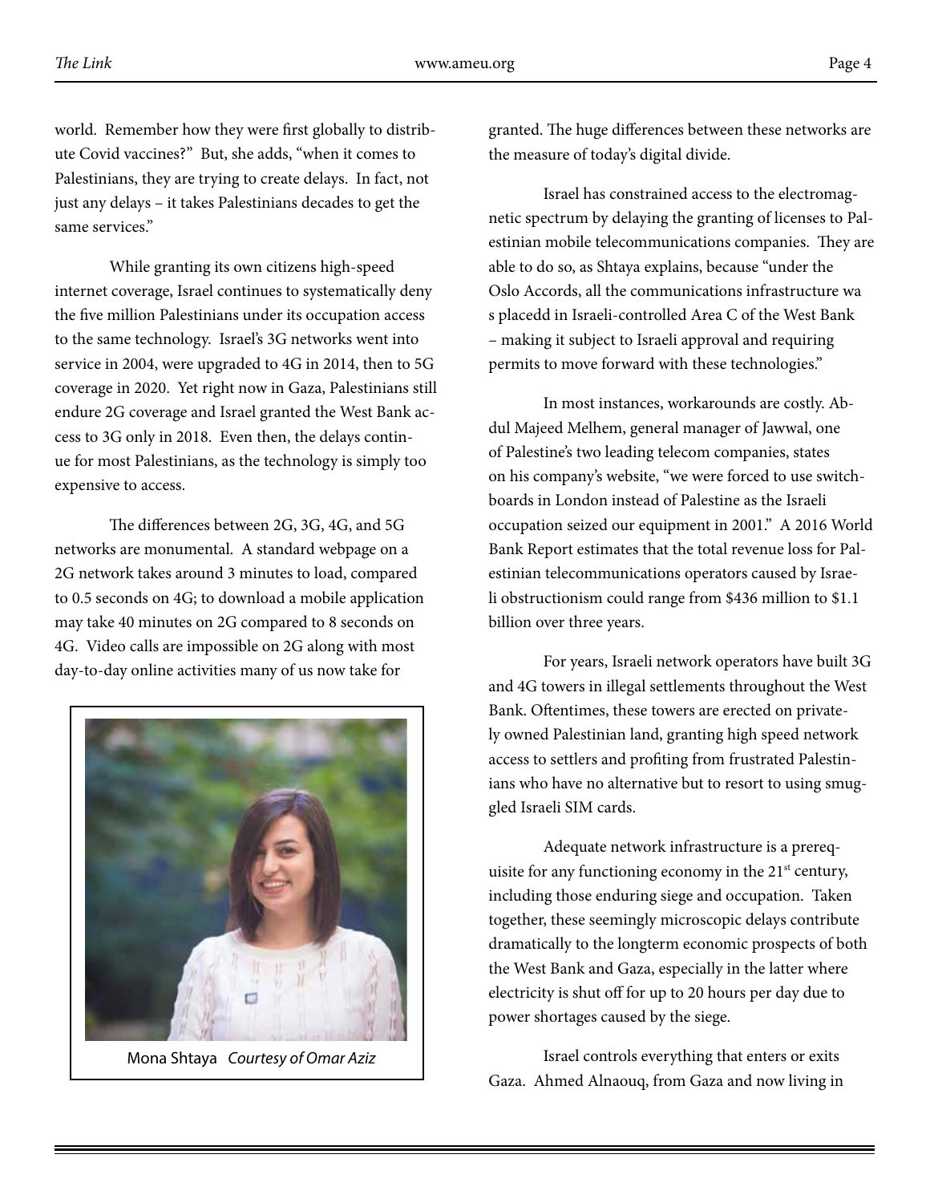world. Remember how they were first globally to distribute Covid vaccines?" But, she adds, "when it comes to Palestinians, they are trying to create delays. In fact, not just any delays – it takes Palestinians decades to get the same services."

While granting its own citizens high-speed internet coverage, Israel continues to systematically deny the five million Palestinians under its occupation access to the same technology. Israel's 3G networks went into service in 2004, were upgraded to 4G in 2014, then to 5G coverage in 2020. Yet right now in Gaza, Palestinians still endure 2G coverage and Israel granted the West Bank access to 3G only in 2018. Even then, the delays continue for most Palestinians, as the technology is simply too expensive to access.

The differences between 2G, 3G, 4G, and 5G networks are monumental. A standard webpage on a 2G network takes around 3 minutes to load, compared to 0.5 seconds on 4G; to download a mobile application may take 40 minutes on 2G compared to 8 seconds on 4G. Video calls are impossible on 2G along with most day-to-day online activities many of us now take for granted. The huge differences between these networks are the measure of today's digital divide.

Mona Shtaya *Courtesy of Omar Aziz*

Israel has constrained access to the electromagnetic spectrum by delaying the granting of licenses to Palestinian mobile telecommunications companies. They are able to do so, as Shtaya explains, because "under the Oslo Accords, all the communications infrastructure wa s placedd in Israeli-controlled Area C of the West Bank – making it subject to Israeli approval and requiring permits to move forward with these technologies."

In most instances, workarounds are costly. Abdul Majeed Melhem, general manager of Jawwal, one of Palestine's two leading telecom companies, states on his company's website, "we were forced to use switchboards in London instead of Palestine as the Israeli occupation seized our equipment in 2001." A 2016 World Bank Report estimates that the total revenue loss for Palestinian telecommunications operators caused by Israeli obstructionism could range from $436 million to $1.1 billion over three years.

For years, Israeli network operators have built 3G and 4G towers in illegal settlements throughout the West Bank. Oftentimes, these towers are erected on privately owned Palestinian land, granting high speed network access to settlers and profiting from frustrated Palestinians who have no alternative but to resort to using smuggled Israeli SIM cards.

Adequate network infrastructure is a prerequisite for any functioning economy in the 21st century, including those enduring siege and occupation. Taken together, these seemingly microscopic delays contribute dramatically to the longterm economic prospects of both the West Bank and Gaza, especially in the latter where electricity is shut off for up to 20 hours per day due to power shortages caused by the siege.

Israel controls everything that enters or exits Gaza. Ahmed Alnaouq, from Gaza and now living in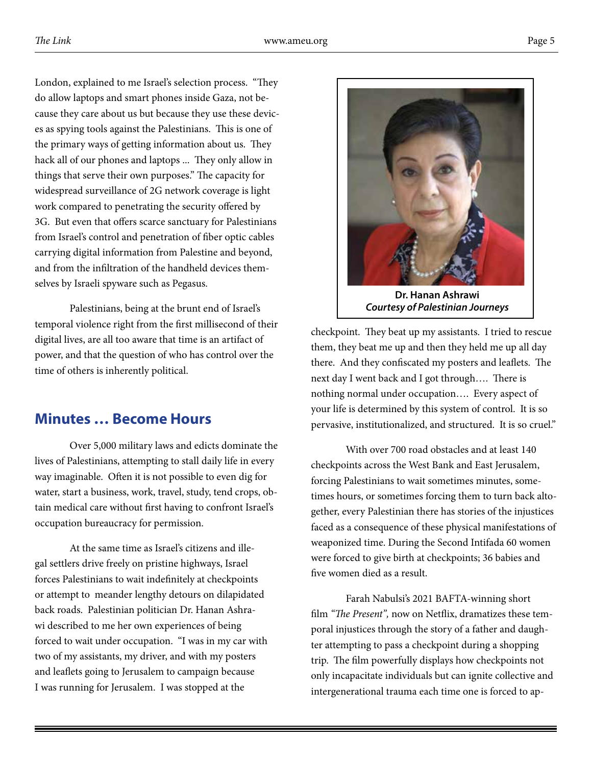London, explained to me Israel's selection process. "They do allow laptops and smart phones inside Gaza, not because they care about us but because they use these devices as spying tools against the Palestinians. This is one of the primary ways of getting information about us. They hack all of our phones and laptops ... They only allow in things that serve their own purposes." The capacity for widespread surveillance of 2G network coverage is light work compared to penetrating the security offered by 3G. But even that offers scarce sanctuary for Palestinians from Israel's control and penetration of fiber optic cables carrying digital information from Palestine and beyond, and from the infiltration of the handheld devices themselves by Israeli spyware such as Pegasus.

Palestinians, being at the brunt end of Israel's temporal violence right from the first millisecond of their digital lives, are all too aware that time is an artifact of power, and that the question of who has control over the time of others is inherently political.

## Minutes … Become Hours

Over 5,000 military laws and edicts dominate the lives of Palestinians, attempting to stall daily life in every way imaginable. Often it is not possible to even dig for water, start a business, work, travel, study, tend crops, obtain medical care without first having to confront Israel's occupation bureaucracy for permission.

At the same time as Israel's citizens and illegal settlers drive freely on pristine highways, Israel forces Palestinians to wait indefinitely at checkpoints or attempt to meander lengthy detours on dilapidated back roads. Palestinian politician Dr. Hanan Ashrawi described to me her own experiences of being forced to wait under occupation. "I was in my car with two of my assistants, my driver, and with my posters and leaflets going to Jerusalem to campaign because I was running for Jerusalem. I was stopped at the checkpoint. They beat up my assistants. I tried to rescue them, they beat me up and then they held me up all day there. And they confiscated my posters and leaflets. The next day I went back and I got through…. There is nothing normal under occupation…. Every aspect of your life is determined by this system of control. It is so pervasive, institutionalized, and structured. It is so cruel."

**Dr. Hanan Ashrawi**
***Courtesy of Palestinian Journeys***

With over 700 road obstacles and at least 140 checkpoints across the West Bank and East Jerusalem, forcing Palestinians to wait sometimes minutes, sometimes hours, or sometimes forcing them to turn back altogether, every Palestinian there has stories of the injustices faced as a consequence of these physical manifestations of weaponized time. During the Second Intifada 60 women were forced to give birth at checkpoints; 36 babies and five women died as a result.

Farah Nabulsi's 2021 BAFTA-winning short film *"The Present",* now on Netflix, dramatizes these temporal injustices through the story of a father and daughter attempting to pass a checkpoint during a shopping trip. The film powerfully displays how checkpoints not only incapacitate individuals but can ignite collective and intergenerational trauma each time one is forced to ap-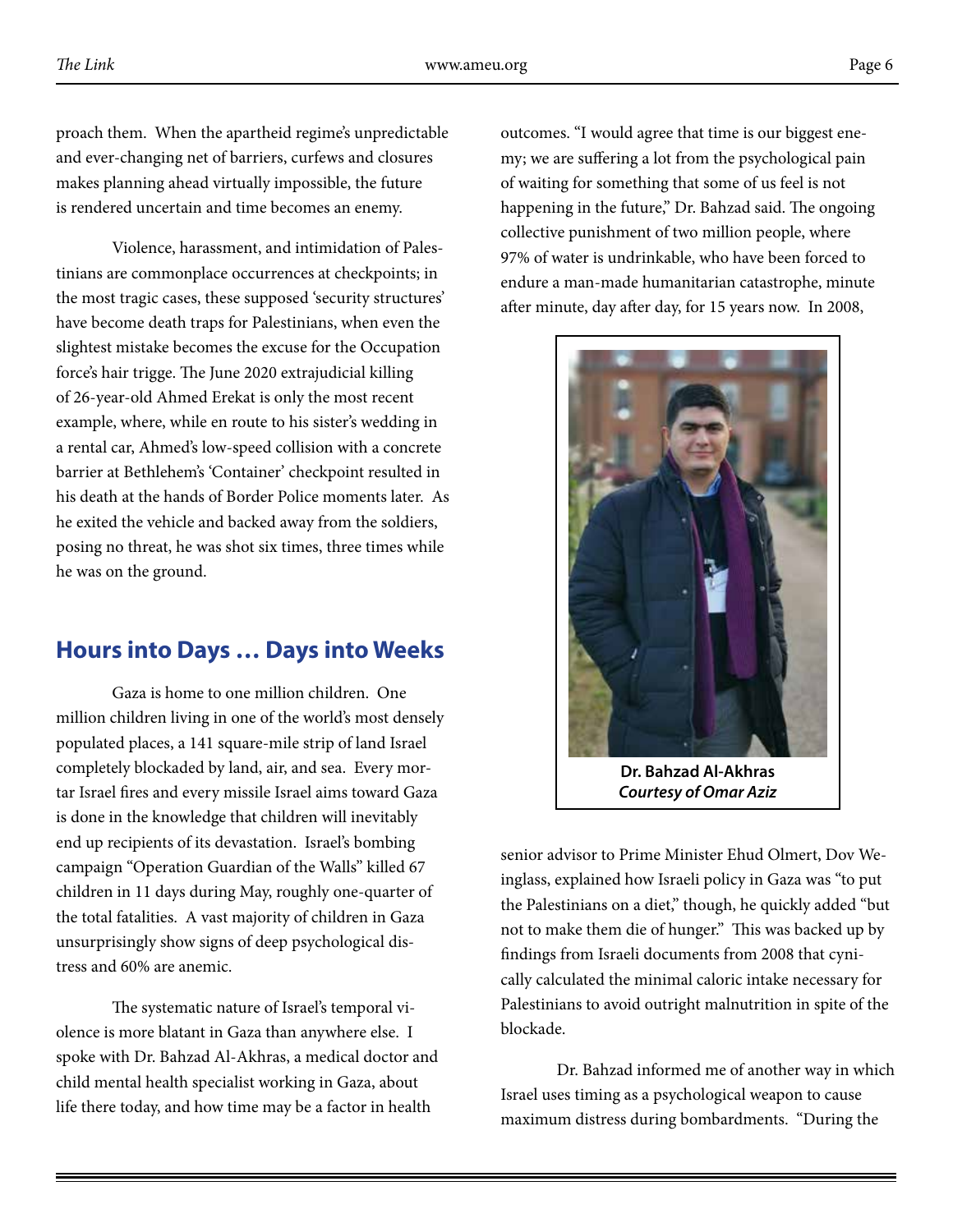proach them. When the apartheid regime's unpredictable and ever-changing net of barriers, curfews and closures makes planning ahead virtually impossible, the future is rendered uncertain and time becomes an enemy.

Violence, harassment, and intimidation of Palestinians are commonplace occurrences at checkpoints; in the most tragic cases, these supposed 'security structures' have become death traps for Palestinians, when even the slightest mistake becomes the excuse for the Occupation force's hair trigge. The June 2020 extrajudicial killing of 26-year-old Ahmed Erekat is only the most recent example, where, while en route to his sister's wedding in a rental car, Ahmed's low-speed collision with a concrete barrier at Bethlehem's 'Container' checkpoint resulted in his death at the hands of Border Police moments later. As he exited the vehicle and backed away from the soldiers, posing no threat, he was shot six times, three times while he was on the ground.

## Hours into Days … Days into Weeks

Gaza is home to one million children. One million children living in one of the world's most densely populated places, a 141 square-mile strip of land Israel completely blockaded by land, air, and sea. Every mortar Israel fires and every missile Israel aims toward Gaza is done in the knowledge that children will inevitably end up recipients of its devastation. Israel's bombing campaign "Operation Guardian of the Walls" killed 67 children in 11 days during May, roughly one-quarter of the total fatalities. A vast majority of children in Gaza unsurprisingly show signs of deep psychological distress and 60% are anemic.

The systematic nature of Israel's temporal violence is more blatant in Gaza than anywhere else. I spoke with Dr. Bahzad Al-Akhras, a medical doctor and child mental health specialist working in Gaza, about life there today, and how time may be a factor in health outcomes. "I would agree that time is our biggest enemy; we are suffering a lot from the psychological pain of waiting for something that some of us feel is not happening in the future," Dr. Bahzad said. The ongoing collective punishment of two million people, where 97% of water is undrinkable, who have been forced to endure a man-made humanitarian catastrophe, minute after minute, day after day, for 15 years now. In 2008, senior advisor to Prime Minister Ehud Olmert, Dov Weinglass, explained how Israeli policy in Gaza was "to put the Palestinians on a diet," though, he quickly added "but not to make them die of hunger." This was backed up by findings from Israeli documents from 2008 that cynically calculated the minimal caloric intake necessary for Palestinians to avoid outright malnutrition in spite of the blockade.

**Dr. Bahzad Al-Akhras**
***Courtesy of Omar Aziz***

Dr. Bahzad informed me of another way in which Israel uses timing as a psychological weapon to cause maximum distress during bombardments. "During the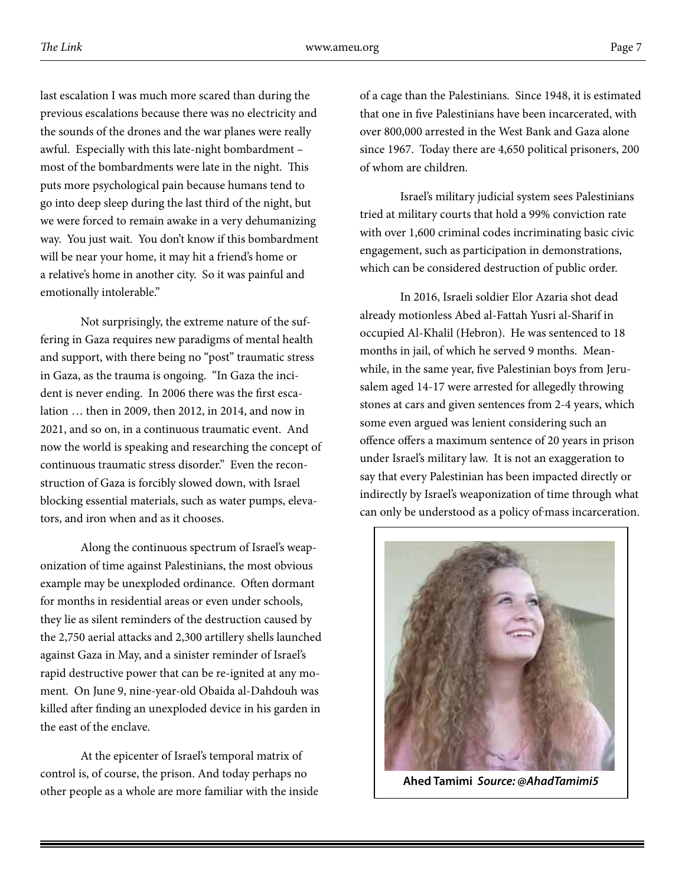last escalation I was much more scared than during the previous escalations because there was no electricity and the sounds of the drones and the war planes were really awful. Especially with this late-night bombardment – most of the bombardments were late in the night. This puts more psychological pain because humans tend to go into deep sleep during the last third of the night, but we were forced to remain awake in a very dehumanizing way. You just wait. You don't know if this bombardment will be near your home, it may hit a friend's home or a relative's home in another city. So it was painful and emotionally intolerable."

Not surprisingly, the extreme nature of the suffering in Gaza requires new paradigms of mental health and support, with there being no "post" traumatic stress in Gaza, as the trauma is ongoing. "In Gaza the incident is never ending. In 2006 there was the first escalation … then in 2009, then 2012, in 2014, and now in 2021, and so on, in a continuous traumatic event. And now the world is speaking and researching the concept of continuous traumatic stress disorder." Even the reconstruction of Gaza is forcibly slowed down, with Israel blocking essential materials, such as water pumps, elevators, and iron when and as it chooses.

Along the continuous spectrum of Israel's weaponization of time against Palestinians, the most obvious example may be unexploded ordinance. Often dormant for months in residential areas or even under schools, they lie as silent reminders of the destruction caused by the 2,750 aerial attacks and 2,300 artillery shells launched against Gaza in May, and a sinister reminder of Israel's rapid destructive power that can be re-ignited at any moment. On June 9, nine-year-old Obaida al-Dahdouh was killed after finding an unexploded device in his garden in the east of the enclave.

At the epicenter of Israel's temporal matrix of control is, of course, the prison. And today perhaps no other people as a whole are more familiar with the inside of a cage than the Palestinians. Since 1948, it is estimated that one in five Palestinians have been incarcerated, with over 800,000 arrested in the West Bank and Gaza alone since 1967. Today there are 4,650 political prisoners, 200 of whom are children.

Israel's military judicial system sees Palestinians tried at military courts that hold a 99% conviction rate with over 1,600 criminal codes incriminating basic civic engagement, such as participation in demonstrations, which can be considered destruction of public order.

In 2016, Israeli soldier Elor Azaria shot dead already motionless Abed al-Fattah Yusri al-Sharif in occupied Al-Khalil (Hebron). He was sentenced to 18 months in jail, of which he served 9 months. Meanwhile, in the same year, five Palestinian boys from Jerusalem aged 14-17 were arrested for allegedly throwing stones at cars and given sentences from 2-4 years, which some even argued was lenient considering such an offence offers a maximum sentence of 20 years in prison under Israel's military law. It is not an exaggeration to say that every Palestinian has been impacted directly or indirectly by Israel's weaponization of time through what can only be understood as a policy of mass incarceration.

**Ahed Tamimi** ***Source: @AhadTamimi5***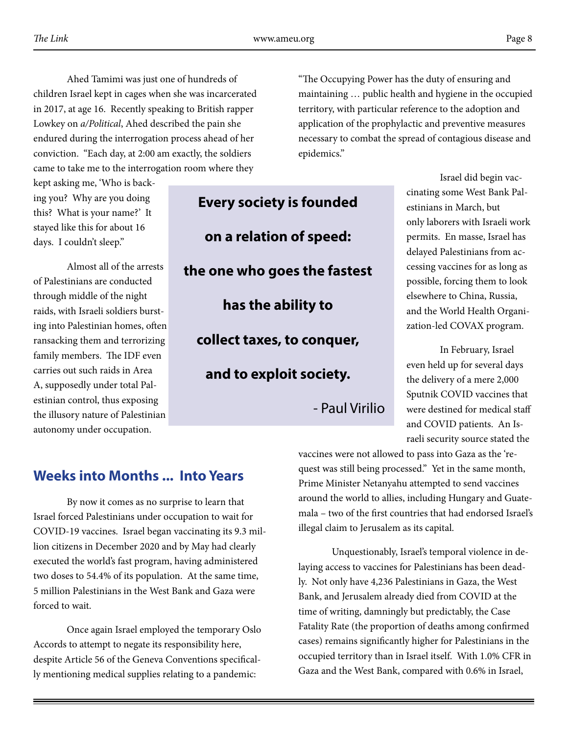Ahed Tamimi was just one of hundreds of children Israel kept in cages when she was incarcerated in 2017, at age 16. Recently speaking to British rapper Lowkey on *a/Political*, Ahed described the pain she endured during the interrogation process ahead of her conviction. "Each day, at 2:00 am exactly, the soldiers came to take me to the interrogation room where they kept asking me, 'Who is backing you? Why are you doing this? What is your name?' It stayed like this for about 16 days. I couldn't sleep."

Almost all of the arrests of Palestinians are conducted through middle of the night raids, with Israeli soldiers bursting into Palestinian homes, often ransacking them and terrorizing family members. The IDF even carries out such raids in Area A, supposedly under total Palestinian control, thus exposing the illusory nature of Palestinian autonomy under occupation.

> **Every society is founded on a relation of speed: the one who goes the fastest has the ability to collect taxes, to conquer, and to exploit society.**
>
> \- Paul Virilio

## Weeks into Months ... Into Years

By now it comes as no surprise to learn that Israel forced Palestinians under occupation to wait for COVID-19 vaccines. Israel began vaccinating its 9.3 million citizens in December 2020 and by May had clearly executed the world's fast program, having administered two doses to 54.4% of its population. At the same time, 5 million Palestinians in the West Bank and Gaza were forced to wait.

Once again Israel employed the temporary Oslo Accords to attempt to negate its responsibility here, despite Article 56 of the Geneva Conventions specifically mentioning medical supplies relating to a pandemic:

"The Occupying Power has the duty of ensuring and maintaining … public health and hygiene in the occupied territory, with particular reference to the adoption and application of the prophylactic and preventive measures necessary to combat the spread of contagious disease and epidemics."

Israel did begin vaccinating some West Bank Palestinians in March, but only laborers with Israeli work permits. En masse, Israel has delayed Palestinians from accessing vaccines for as long as possible, forcing them to look elsewhere to China, Russia, and the World Health Organization-led COVAX program.

In February, Israel even held up for several days the delivery of a mere 2,000 Sputnik COVID vaccines that were destined for medical staff and COVID patients. An Israeli security source stated the vaccines were not allowed to pass into Gaza as the 'request was still being processed." Yet in the same month, Prime Minister Netanyahu attempted to send vaccines around the world to allies, including Hungary and Guatemala – two of the first countries that had endorsed Israel's illegal claim to Jerusalem as its capital.

Unquestionably, Israel's temporal violence in delaying access to vaccines for Palestinians has been deadly. Not only have 4,236 Palestinians in Gaza, the West Bank, and Jerusalem already died from COVID at the time of writing, damningly but predictably, the Case Fatality Rate (the proportion of deaths among confirmed cases) remains significantly higher for Palestinians in the occupied territory than in Israel itself. With 1.0% CFR in Gaza and the West Bank, compared with 0.6% in Israel,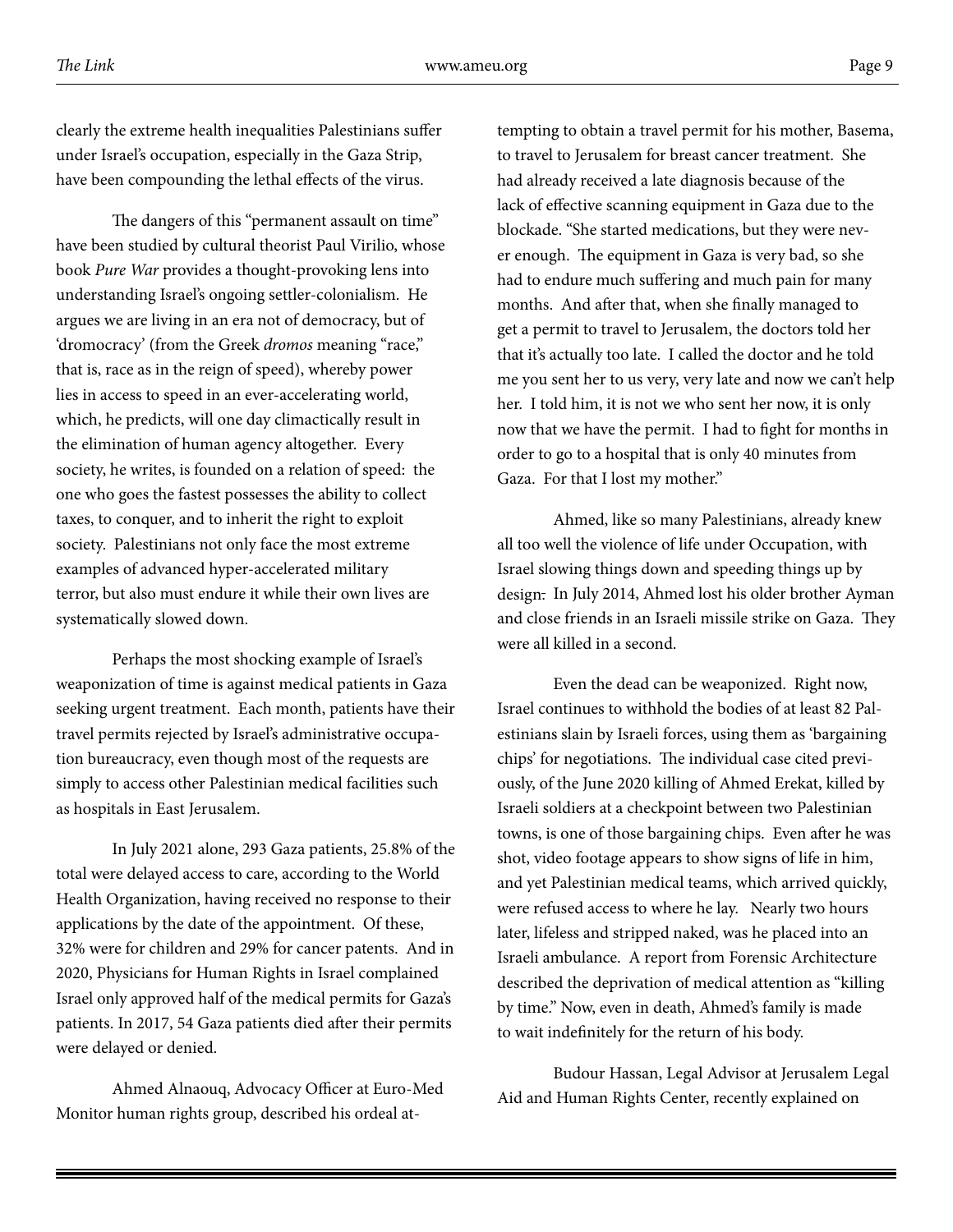clearly the extreme health inequalities Palestinians suffer under Israel's occupation, especially in the Gaza Strip, have been compounding the lethal effects of the virus.

The dangers of this "permanent assault on time" have been studied by cultural theorist Paul Virilio, whose book *Pure War* provides a thought-provoking lens into understanding Israel's ongoing settler-colonialism. He argues we are living in an era not of democracy, but of 'dromocracy' (from the Greek *dromos* meaning "race," that is, race as in the reign of speed), whereby power lies in access to speed in an ever-accelerating world, which, he predicts, will one day climactically result in the elimination of human agency altogether. Every society, he writes, is founded on a relation of speed: the one who goes the fastest possesses the ability to collect taxes, to conquer, and to inherit the right to exploit society. Palestinians not only face the most extreme examples of advanced hyper-accelerated military terror, but also must endure it while their own lives are systematically slowed down.

Perhaps the most shocking example of Israel's weaponization of time is against medical patients in Gaza seeking urgent treatment. Each month, patients have their travel permits rejected by Israel's administrative occupation bureaucracy, even though most of the requests are simply to access other Palestinian medical facilities such as hospitals in East Jerusalem.

In July 2021 alone, 293 Gaza patients, 25.8% of the total were delayed access to care, according to the World Health Organization, having received no response to their applications by the date of the appointment. Of these, 32% were for children and 29% for cancer patents. And in 2020, Physicians for Human Rights in Israel complained Israel only approved half of the medical permits for Gaza's patients. In 2017, 54 Gaza patients died after their permits were delayed or denied.

Ahmed Alnaouq, Advocacy Officer at Euro-Med Monitor human rights group, described his ordeal attempting to obtain a travel permit for his mother, Basema, to travel to Jerusalem for breast cancer treatment. She had already received a late diagnosis because of the lack of effective scanning equipment in Gaza due to the blockade. "She started medications, but they were never enough. The equipment in Gaza is very bad, so she had to endure much suffering and much pain for many months. And after that, when she finally managed to get a permit to travel to Jerusalem, the doctors told her that it's actually too late. I called the doctor and he told me you sent her to us very, very late and now we can't help her. I told him, it is not we who sent her now, it is only now that we have the permit. I had to fight for months in order to go to a hospital that is only 40 minutes from Gaza. For that I lost my mother."

Ahmed, like so many Palestinians, already knew all too well the violence of life under Occupation, with Israel slowing things down and speeding things up by design. In July 2014, Ahmed lost his older brother Ayman and close friends in an Israeli missile strike on Gaza. They were all killed in a second.

Even the dead can be weaponized. Right now, Israel continues to withhold the bodies of at least 82 Palestinians slain by Israeli forces, using them as 'bargaining chips' for negotiations. The individual case cited previously, of the June 2020 killing of Ahmed Erekat, killed by Israeli soldiers at a checkpoint between two Palestinian towns, is one of those bargaining chips. Even after he was shot, video footage appears to show signs of life in him, and yet Palestinian medical teams, which arrived quickly, were refused access to where he lay. Nearly two hours later, lifeless and stripped naked, was he placed into an Israeli ambulance. A report from Forensic Architecture described the deprivation of medical attention as "killing by time." Now, even in death, Ahmed's family is made to wait indefinitely for the return of his body.

Budour Hassan, Legal Advisor at Jerusalem Legal Aid and Human Rights Center, recently explained on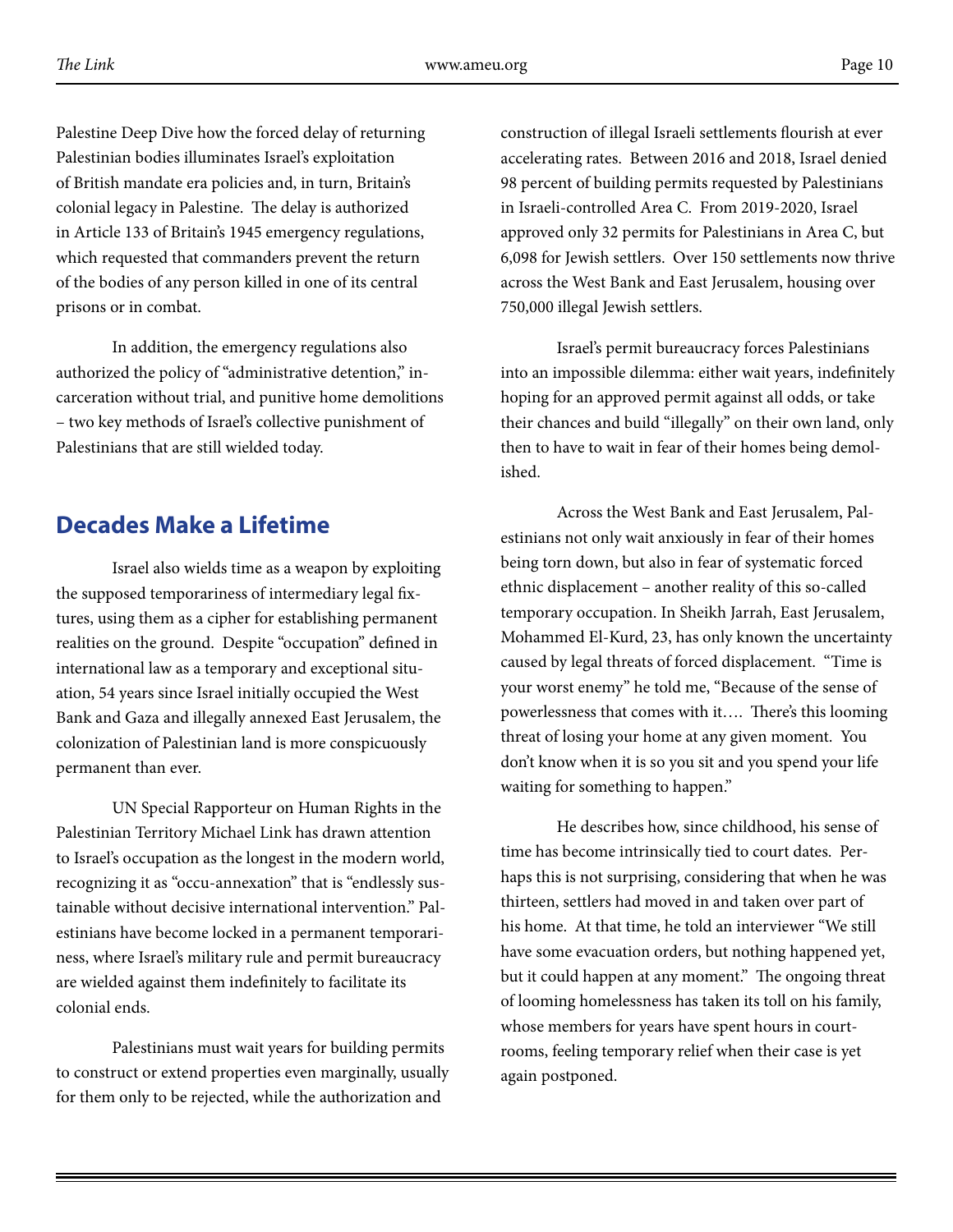Palestine Deep Dive how the forced delay of returning Palestinian bodies illuminates Israel's exploitation of British mandate era policies and, in turn, Britain's colonial legacy in Palestine. The delay is authorized in Article 133 of Britain's 1945 emergency regulations, which requested that commanders prevent the return of the bodies of any person killed in one of its central prisons or in combat.

In addition, the emergency regulations also authorized the policy of "administrative detention," incarceration without trial, and punitive home demolitions – two key methods of Israel's collective punishment of Palestinians that are still wielded today.

## Decades Make a Lifetime

Israel also wields time as a weapon by exploiting the supposed temporariness of intermediary legal fixtures, using them as a cipher for establishing permanent realities on the ground. Despite "occupation" defined in international law as a temporary and exceptional situation, 54 years since Israel initially occupied the West Bank and Gaza and illegally annexed East Jerusalem, the colonization of Palestinian land is more conspicuously permanent than ever.

UN Special Rapporteur on Human Rights in the Palestinian Territory Michael Link has drawn attention to Israel's occupation as the longest in the modern world, recognizing it as "occu-annexation" that is "endlessly sustainable without decisive international intervention." Palestinians have become locked in a permanent temporariness, where Israel's military rule and permit bureaucracy are wielded against them indefinitely to facilitate its colonial ends.

Palestinians must wait years for building permits to construct or extend properties even marginally, usually for them only to be rejected, while the authorization and construction of illegal Israeli settlements flourish at ever accelerating rates. Between 2016 and 2018, Israel denied 98 percent of building permits requested by Palestinians in Israeli-controlled Area C. From 2019-2020, Israel approved only 32 permits for Palestinians in Area C, but 6,098 for Jewish settlers. Over 150 settlements now thrive across the West Bank and East Jerusalem, housing over 750,000 illegal Jewish settlers.

Israel's permit bureaucracy forces Palestinians into an impossible dilemma: either wait years, indefinitely hoping for an approved permit against all odds, or take their chances and build "illegally" on their own land, only then to have to wait in fear of their homes being demolished.

Across the West Bank and East Jerusalem, Palestinians not only wait anxiously in fear of their homes being torn down, but also in fear of systematic forced ethnic displacement – another reality of this so-called temporary occupation. In Sheikh Jarrah, East Jerusalem, Mohammed El-Kurd, 23, has only known the uncertainty caused by legal threats of forced displacement. "Time is your worst enemy" he told me, "Because of the sense of powerlessness that comes with it…. There's this looming threat of losing your home at any given moment. You don't know when it is so you sit and you spend your life waiting for something to happen."

He describes how, since childhood, his sense of time has become intrinsically tied to court dates. Perhaps this is not surprising, considering that when he was thirteen, settlers had moved in and taken over part of his home. At that time, he told an interviewer "We still have some evacuation orders, but nothing happened yet, but it could happen at any moment." The ongoing threat of looming homelessness has taken its toll on his family, whose members for years have spent hours in courtrooms, feeling temporary relief when their case is yet again postponed.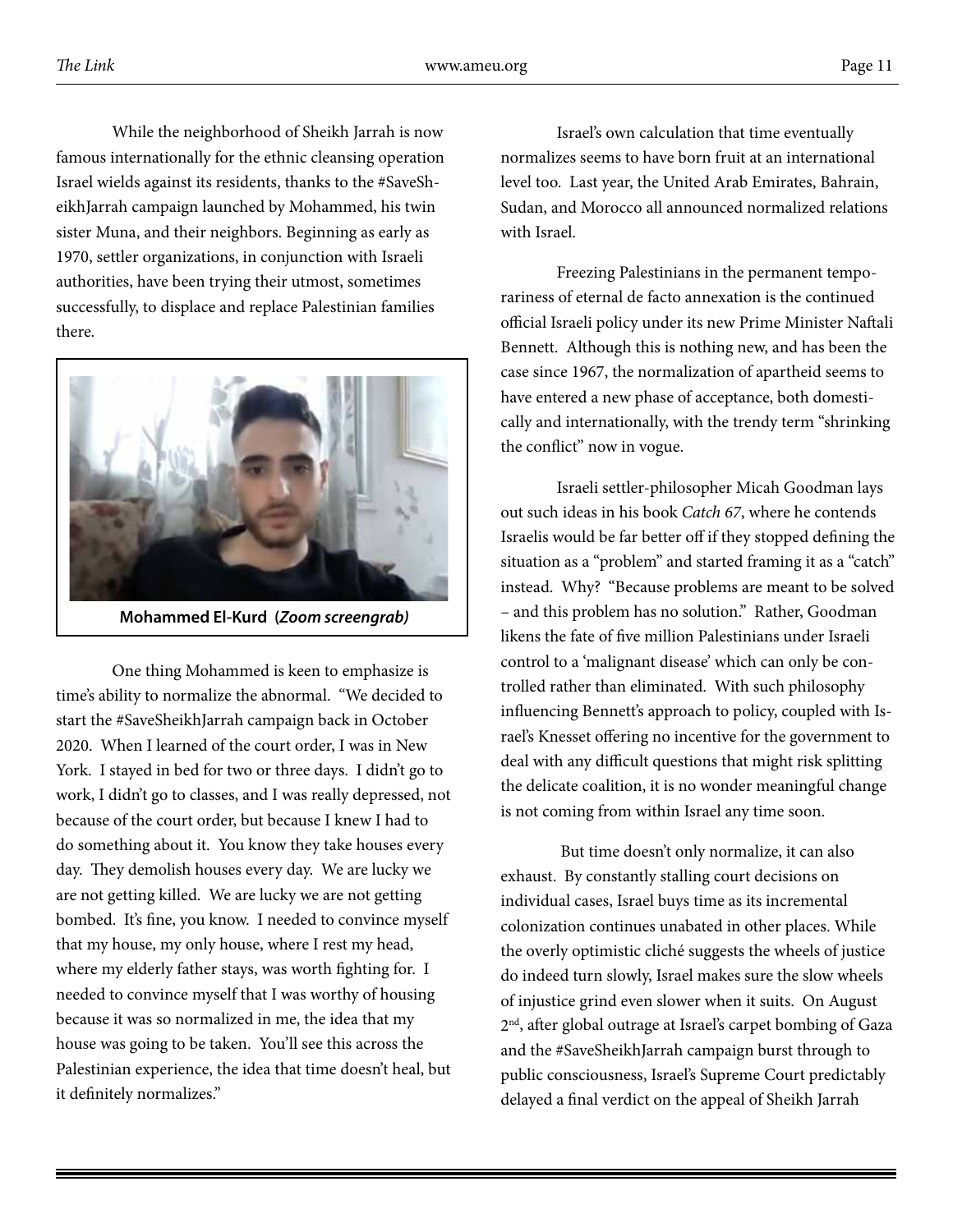While the neighborhood of Sheikh Jarrah is now famous internationally for the ethnic cleansing operation Israel wields against its residents, thanks to the #SaveSheikhJarrah campaign launched by Mohammed, his twin sister Muna, and their neighbors. Beginning as early as 1970, settler organizations, in conjunction with Israeli authorities, have been trying their utmost, sometimes successfully, to displace and replace Palestinian families there.

**Mohammed El-Kurd (*Zoom screengrab*)**

One thing Mohammed is keen to emphasize is time's ability to normalize the abnormal. "We decided to start the #SaveSheikhJarrah campaign back in October 2020. When I learned of the court order, I was in New York. I stayed in bed for two or three days. I didn't go to work, I didn't go to classes, and I was really depressed, not because of the court order, but because I knew I had to do something about it. You know they take houses every day. They demolish houses every day. We are lucky we are not getting killed. We are lucky we are not getting bombed. It's fine, you know. I needed to convince myself that my house, my only house, where I rest my head, where my elderly father stays, was worth fighting for. I needed to convince myself that I was worthy of housing because it was so normalized in me, the idea that my house was going to be taken. You'll see this across the Palestinian experience, the idea that time doesn't heal, but it definitely normalizes."

Israel's own calculation that time eventually normalizes seems to have born fruit at an international level too. Last year, the United Arab Emirates, Bahrain, Sudan, and Morocco all announced normalized relations with Israel.

Freezing Palestinians in the permanent temporariness of eternal de facto annexation is the continued official Israeli policy under its new Prime Minister Naftali Bennett. Although this is nothing new, and has been the case since 1967, the normalization of apartheid seems to have entered a new phase of acceptance, both domestically and internationally, with the trendy term "shrinking the conflict" now in vogue.

Israeli settler-philosopher Micah Goodman lays out such ideas in his book *Catch 67*, where he contends Israelis would be far better off if they stopped defining the situation as a "problem" and started framing it as a "catch" instead. Why? "Because problems are meant to be solved – and this problem has no solution." Rather, Goodman likens the fate of five million Palestinians under Israeli control to a 'malignant disease' which can only be controlled rather than eliminated. With such philosophy influencing Bennett's approach to policy, coupled with Israel's Knesset offering no incentive for the government to deal with any difficult questions that might risk splitting the delicate coalition, it is no wonder meaningful change is not coming from within Israel any time soon.

But time doesn't only normalize, it can also exhaust. By constantly stalling court decisions on individual cases, Israel buys time as its incremental colonization continues unabated in other places. While the overly optimistic cliché suggests the wheels of justice do indeed turn slowly, Israel makes sure the slow wheels of injustice grind even slower when it suits. On August 2nd, after global outrage at Israel's carpet bombing of Gaza and the #SaveSheikhJarrah campaign burst through to public consciousness, Israel's Supreme Court predictably delayed a final verdict on the appeal of Sheikh Jarrah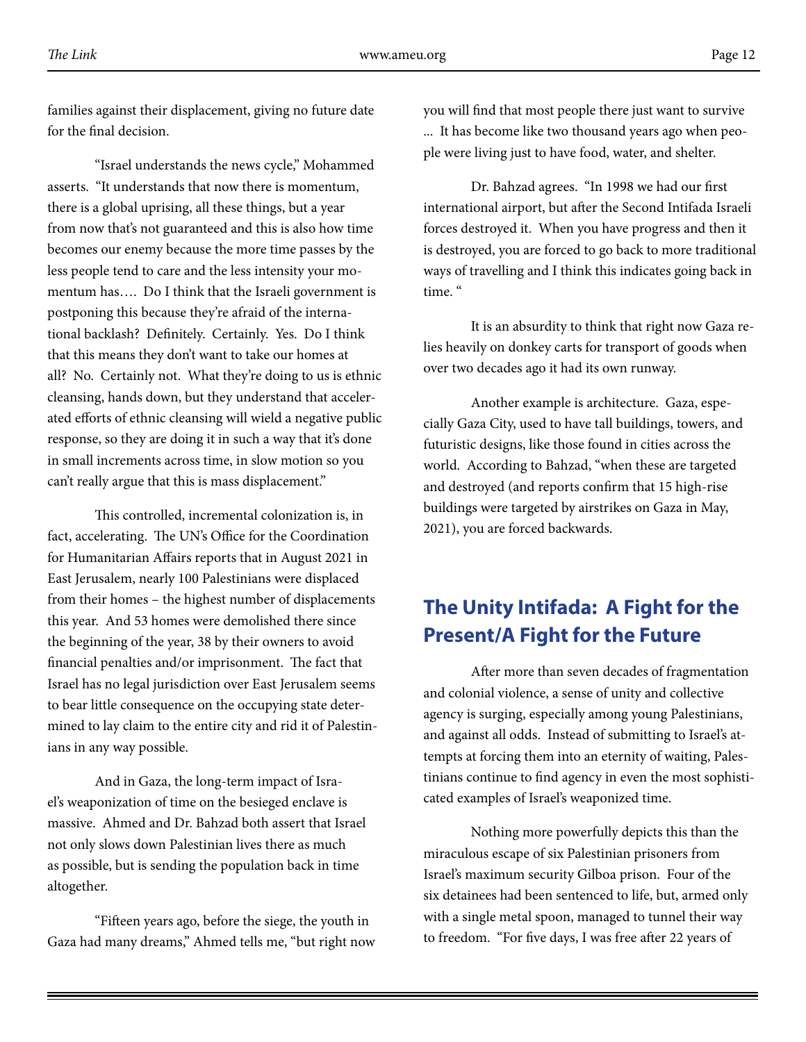families against their displacement, giving no future date for the final decision.

"Israel understands the news cycle," Mohammed asserts. "It understands that now there is momentum, there is a global uprising, all these things, but a year from now that's not guaranteed and this is also how time becomes our enemy because the more time passes by the less people tend to care and the less intensity your momentum has…. Do I think that the Israeli government is postponing this because they're afraid of the international backlash? Definitely. Certainly. Yes. Do I think that this means they don't want to take our homes at all? No. Certainly not. What they're doing to us is ethnic cleansing, hands down, but they understand that accelerated efforts of ethnic cleansing will wield a negative public response, so they are doing it in such a way that it's done in small increments across time, in slow motion so you can't really argue that this is mass displacement."

This controlled, incremental colonization is, in fact, accelerating. The UN's Office for the Coordination for Humanitarian Affairs reports that in August 2021 in East Jerusalem, nearly 100 Palestinians were displaced from their homes – the highest number of displacements this year. And 53 homes were demolished there since the beginning of the year, 38 by their owners to avoid financial penalties and/or imprisonment. The fact that Israel has no legal jurisdiction over East Jerusalem seems to bear little consequence on the occupying state determined to lay claim to the entire city and rid it of Palestinians in any way possible.

And in Gaza, the long-term impact of Israel's weaponization of time on the besieged enclave is massive. Ahmed and Dr. Bahzad both assert that Israel not only slows down Palestinian lives there as much as possible, but is sending the population back in time altogether.

"Fifteen years ago, before the siege, the youth in Gaza had many dreams," Ahmed tells me, "but right now you will find that most people there just want to survive … It has become like two thousand years ago when people were living just to have food, water, and shelter.

Dr. Bahzad agrees. "In 1998 we had our first international airport, but after the Second Intifada Israeli forces destroyed it. When you have progress and then it is destroyed, you are forced to go back to more traditional ways of travelling and I think this indicates going back in time. "

It is an absurdity to think that right now Gaza relies heavily on donkey carts for transport of goods when over two decades ago it had its own runway.

Another example is architecture. Gaza, especially Gaza City, used to have tall buildings, towers, and futuristic designs, like those found in cities across the world. According to Bahzad, "when these are targeted and destroyed (and reports confirm that 15 high-rise buildings were targeted by airstrikes on Gaza in May, 2021), you are forced backwards.

## The Unity Intifada: A Fight for the Present/A Fight for the Future

After more than seven decades of fragmentation and colonial violence, a sense of unity and collective agency is surging, especially among young Palestinians, and against all odds. Instead of submitting to Israel's attempts at forcing them into an eternity of waiting, Palestinians continue to find agency in even the most sophisticated examples of Israel's weaponized time.

Nothing more powerfully depicts this than the miraculous escape of six Palestinian prisoners from Israel's maximum security Gilboa prison. Four of the six detainees had been sentenced to life, but, armed only with a single metal spoon, managed to tunnel their way to freedom. "For five days, I was free after 22 years of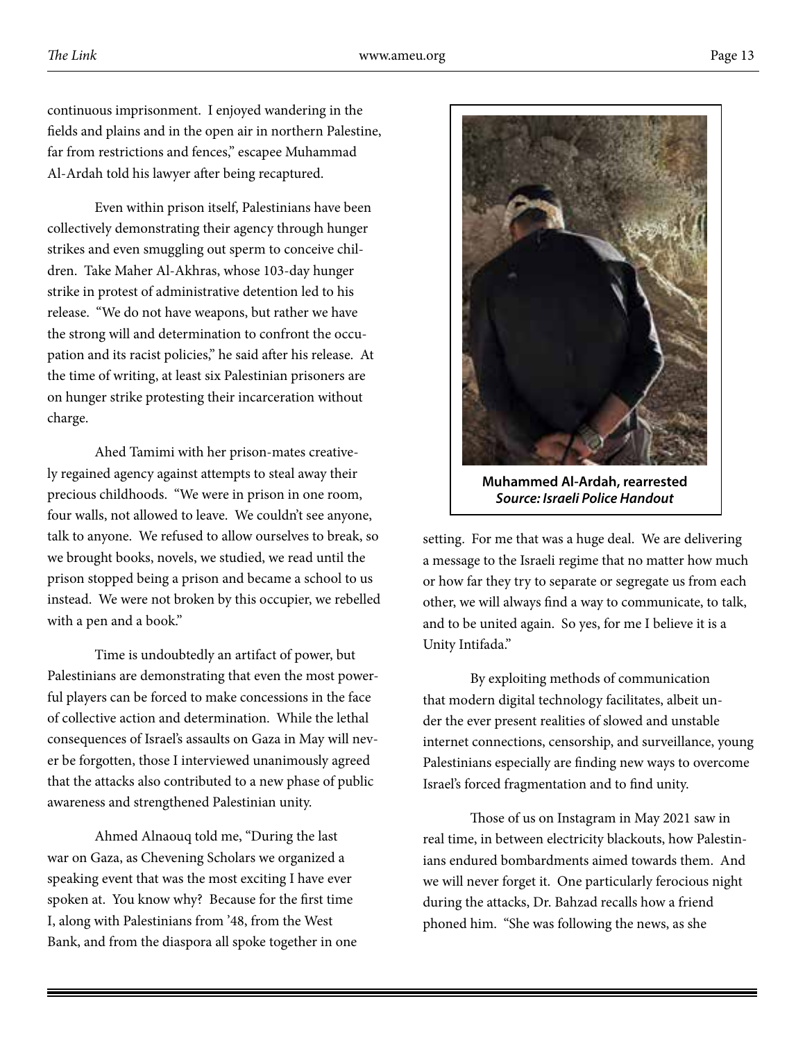continuous imprisonment. I enjoyed wandering in the fields and plains and in the open air in northern Palestine, far from restrictions and fences," escapee Muhammad Al-Ardah told his lawyer after being recaptured.

Even within prison itself, Palestinians have been collectively demonstrating their agency through hunger strikes and even smuggling out sperm to conceive children. Take Maher Al-Akhras, whose 103-day hunger strike in protest of administrative detention led to his release. "We do not have weapons, but rather we have the strong will and determination to confront the occupation and its racist policies," he said after his release. At the time of writing, at least six Palestinian prisoners are on hunger strike protesting their incarceration without charge.

Ahed Tamimi with her prison-mates creatively regained agency against attempts to steal away their precious childhoods. "We were in prison in one room, four walls, not allowed to leave. We couldn't see anyone, talk to anyone. We refused to allow ourselves to break, so we brought books, novels, we studied, we read until the prison stopped being a prison and became a school to us instead. We were not broken by this occupier, we rebelled with a pen and a book."

Time is undoubtedly an artifact of power, but Palestinians are demonstrating that even the most powerful players can be forced to make concessions in the face of collective action and determination. While the lethal consequences of Israel's assaults on Gaza in May will never be forgotten, those I interviewed unanimously agreed that the attacks also contributed to a new phase of public awareness and strengthened Palestinian unity.

Ahmed Alnaouq told me, "During the last war on Gaza, as Chevening Scholars we organized a speaking event that was the most exciting I have ever spoken at. You know why? Because for the first time I, along with Palestinians from '48, from the West Bank, and from the diaspora all spoke together in one setting. For me that was a huge deal. We are delivering a message to the Israeli regime that no matter how much or how far they try to separate or segregate us from each other, we will always find a way to communicate, to talk, and to be united again. So yes, for me I believe it is a Unity Intifada."

**Muhammed Al-Ardah, rearrested**
***Source: Israeli Police Handout***

By exploiting methods of communication that modern digital technology facilitates, albeit under the ever present realities of slowed and unstable internet connections, censorship, and surveillance, young Palestinians especially are finding new ways to overcome Israel's forced fragmentation and to find unity.

Those of us on Instagram in May 2021 saw in real time, in between electricity blackouts, how Palestinians endured bombardments aimed towards them. And we will never forget it. One particularly ferocious night during the attacks, Dr. Bahzad recalls how a friend phoned him. "She was following the news, as she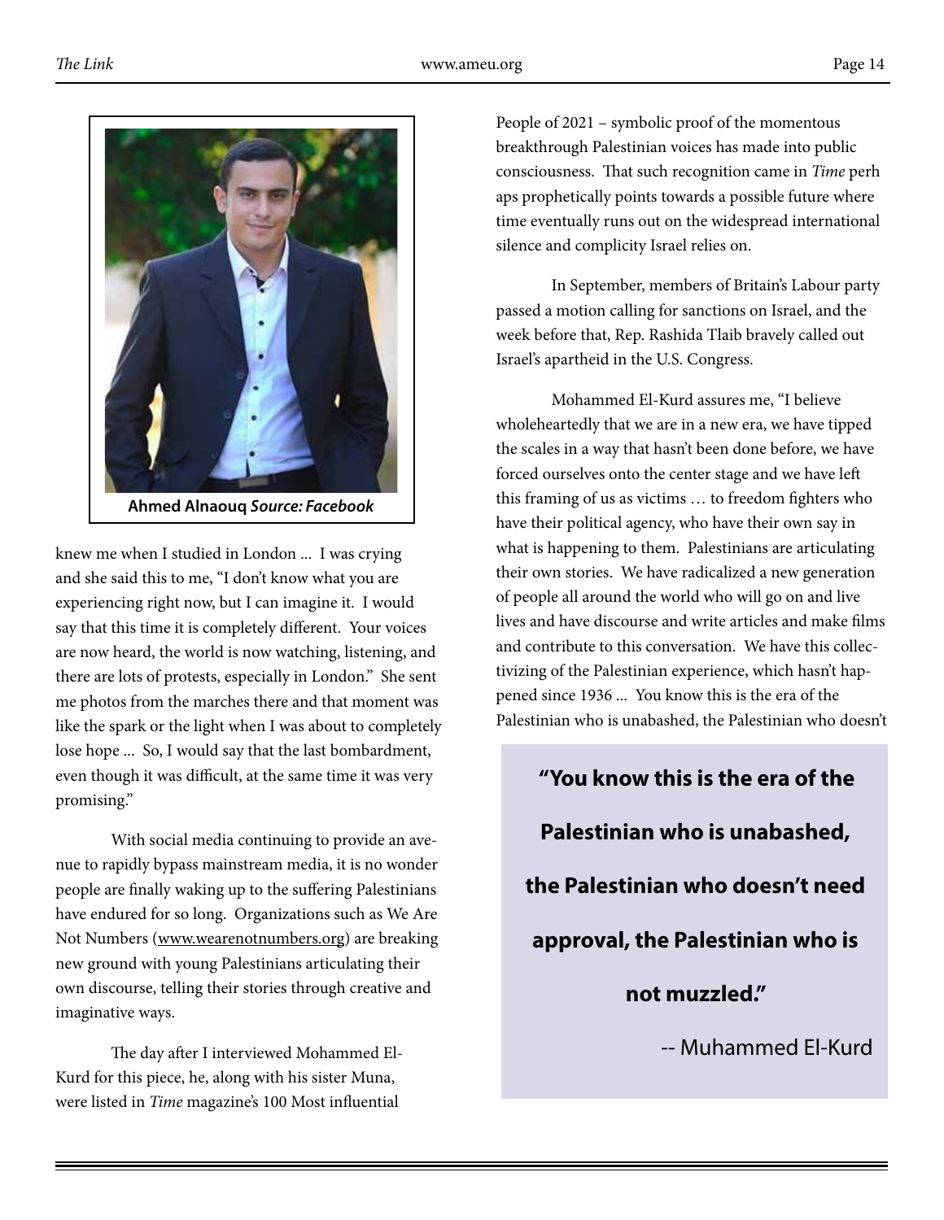Ahmed Alnaouq *Source: Facebook*

knew me when I studied in London ... I was crying and she said this to me, "I don't know what you are experiencing right now, but I can imagine it. I would say that this time it is completely different. Your voices are now heard, the world is now watching, listening, and there are lots of protests, especially in London." She sent me photos from the marches there and that moment was like the spark or the light when I was about to completely lose hope ... So, I would say that the last bombardment, even though it was difficult, at the same time it was very promising."

With social media continuing to provide an avenue to rapidly bypass mainstream media, it is no wonder people are finally waking up to the suffering Palestinians have endured for so long. Organizations such as We Are Not Numbers (www.wearenotnumbers.org) are breaking new ground with young Palestinians articulating their own discourse, telling their stories through creative and imaginative ways.

The day after I interviewed Mohammed El-Kurd for this piece, he, along with his sister Muna, were listed in *Time* magazine's 100 Most influential People of 2021 – symbolic proof of the momentous breakthrough Palestinian voices has made into public consciousness. That such recognition came in *Time* perh aps prophetically points towards a possible future where time eventually runs out on the widespread international silence and complicity Israel relies on.

In September, members of Britain's Labour party passed a motion calling for sanctions on Israel, and the week before that, Rep. Rashida Tlaib bravely called out Israel's apartheid in the U.S. Congress.

Mohammed El-Kurd assures me, "I believe wholeheartedly that we are in a new era, we have tipped the scales in a way that hasn't been done before, we have forced ourselves onto the center stage and we have left this framing of us as victims … to freedom fighters who have their political agency, who have their own say in what is happening to them. Palestinians are articulating their own stories. We have radicalized a new generation of people all around the world who will go on and live lives and have discourse and write articles and make films and contribute to this conversation. We have this collectivizing of the Palestinian experience, which hasn't happened since 1936 ... You know this is the era of the Palestinian who is unabashed, the Palestinian who doesn't

> **"You know this is the era of the Palestinian who is unabashed, the Palestinian who doesn't need approval, the Palestinian who is not muzzled."**
>
> -- Muhammed El-Kurd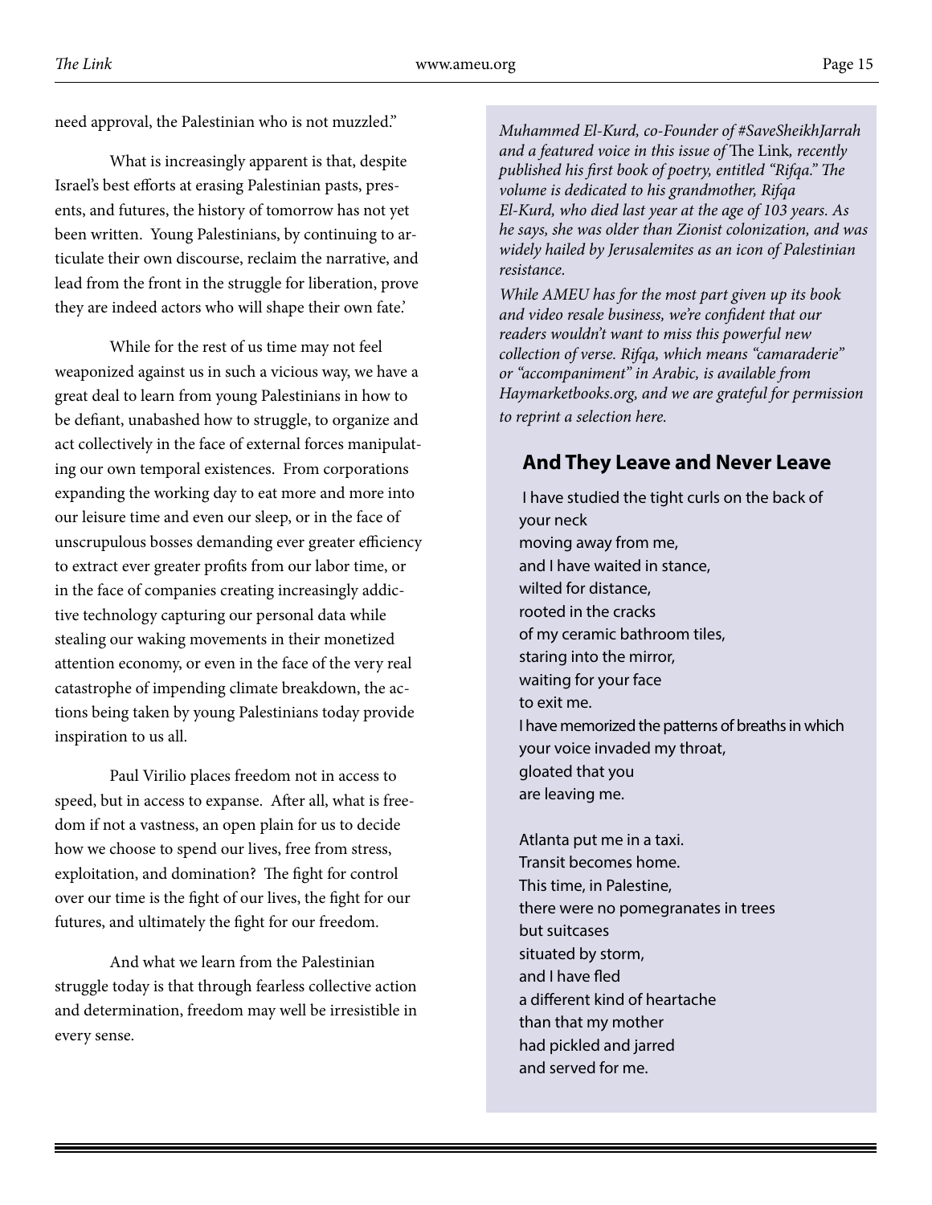need approval, the Palestinian who is not muzzled."

What is increasingly apparent is that, despite Israel's best efforts at erasing Palestinian pasts, presents, and futures, the history of tomorrow has not yet been written. Young Palestinians, by continuing to articulate their own discourse, reclaim the narrative, and lead from the front in the struggle for liberation, prove they are indeed actors who will shape their own fate.'

While for the rest of us time may not feel weaponized against us in such a vicious way, we have a great deal to learn from young Palestinians in how to be defiant, unabashed how to struggle, to organize and act collectively in the face of external forces manipulating our own temporal existences. From corporations expanding the working day to eat more and more into our leisure time and even our sleep, or in the face of unscrupulous bosses demanding ever greater efficiency to extract ever greater profits from our labor time, or in the face of companies creating increasingly addictive technology capturing our personal data while stealing our waking movements in their monetized attention economy, or even in the face of the very real catastrophe of impending climate breakdown, the actions being taken by young Palestinians today provide inspiration to us all.

Paul Virilio places freedom not in access to speed, but in access to expanse. After all, what is freedom if not a vastness, an open plain for us to decide how we choose to spend our lives, free from stress, exploitation, and domination? The fight for control over our time is the fight of our lives, the fight for our futures, and ultimately the fight for our freedom.

And what we learn from the Palestinian struggle today is that through fearless collective action and determination, freedom may well be irresistible in every sense.

*Muhammed El-Kurd, co-Founder of #SaveSheikhJarrah and a featured voice in this issue of* The Link*, recently published his first book of poetry, entitled "Rifqa." The volume is dedicated to his grandmother, Rifqa El-Kurd, who died last year at the age of 103 years. As he says, she was older than Zionist colonization, and was widely hailed by Jerusalemites as an icon of Palestinian resistance.*

*While AMEU has for the most part given up its book and video resale business, we're confident that our readers wouldn't want to miss this powerful new collection of verse. Rifqa, which means "camaraderie" or "accompaniment" in Arabic, is available from Haymarketbooks.org, and we are grateful for permission to reprint a selection here.*

## And They Leave and Never Leave

I have studied the tight curls on the back of your neck  
moving away from me,  
and I have waited in stance,  
wilted for distance,  
rooted in the cracks  
of my ceramic bathroom tiles,  
staring into the mirror,  
waiting for your face  
to exit me.  
I have memorized the patterns of breaths in which  
your voice invaded my throat,  
gloated that you  
are leaving me.

Atlanta put me in a taxi.  
Transit becomes home.  
This time, in Palestine,  
there were no pomegranates in trees  
but suitcases  
situated by storm,  
and I have fled  
a different kind of heartache  
than that my mother  
had pickled and jarred  
and served for me.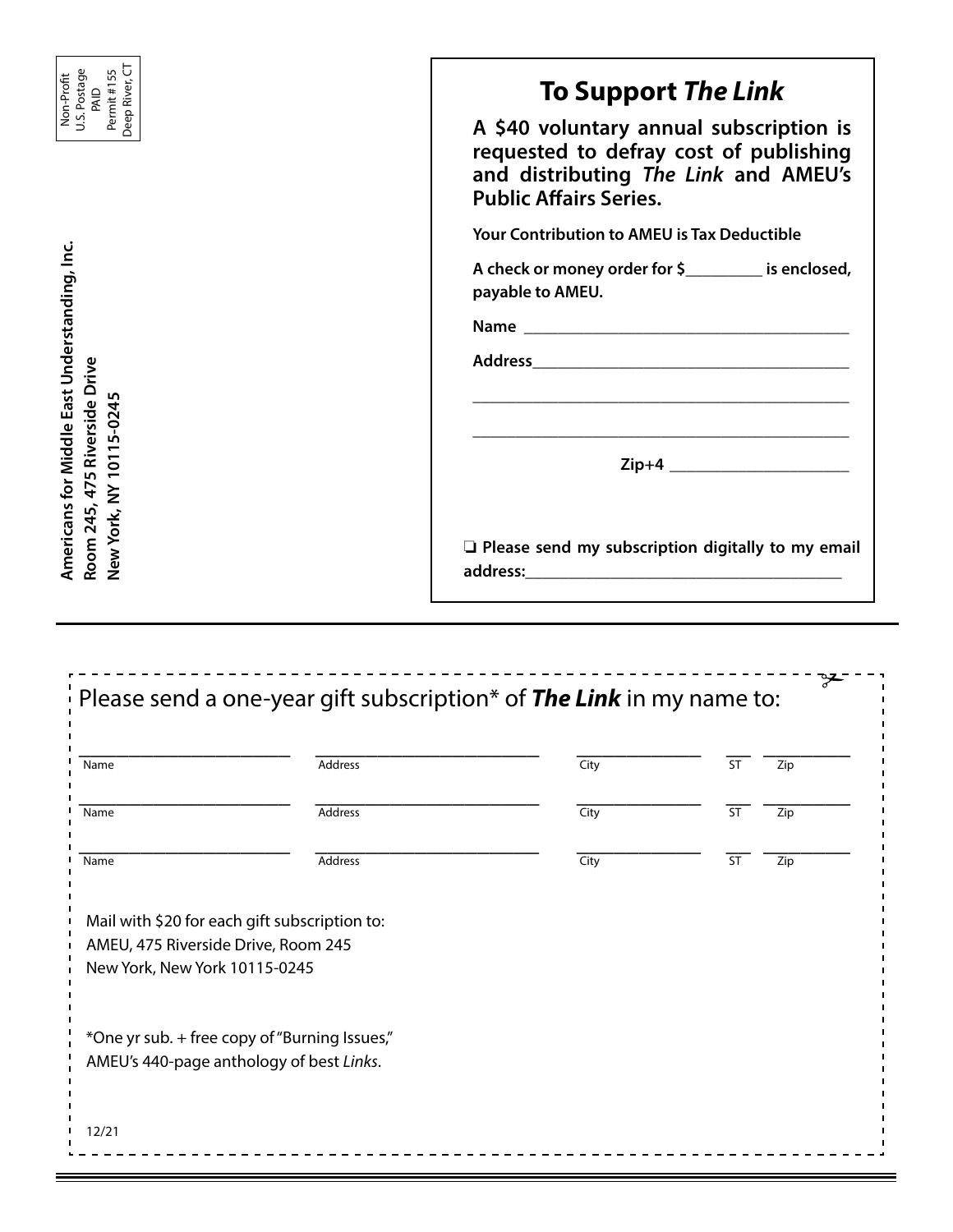Non-Profit
U.S. Postage
PAID
Permit #155
Deep River, CT

**Americans for Middle East Understanding, Inc.**
**Room 245, 475 Riverside Drive**
**New York, NY 10115-0245**

## To Support *The Link*

**A $40 voluntary annual subscription is requested to defray cost of publishing and distributing *The Link* and AMEU's Public Affairs Series.**

**Your Contribution to AMEU is Tax Deductible**

**A check or money order for $\_\_\_\_\_\_\_\_\_ is enclosed, payable to AMEU.**

**Name** \_\_\_\_\_\_\_\_\_\_\_\_\_\_\_\_\_\_\_\_\_\_\_\_\_\_\_\_\_\_\_\_\_\_\_\_\_\_\_\_

**Address**\_\_\_\_\_\_\_\_\_\_\_\_\_\_\_\_\_\_\_\_\_\_\_\_\_\_\_\_\_\_\_\_\_\_\_\_\_\_\_\_

\_\_\_\_\_\_\_\_\_\_\_\_\_\_\_\_\_\_\_\_\_\_\_\_\_\_\_\_\_\_\_\_\_\_\_\_\_\_\_\_\_\_\_\_\_\_

\_\_\_\_\_\_\_\_\_\_\_\_\_\_\_\_\_\_\_\_\_\_\_\_\_\_\_\_\_\_\_\_\_\_\_\_\_\_\_\_\_\_\_\_\_\_

**Zip+4** \_\_\_\_\_\_\_\_\_\_\_\_\_\_\_\_\_\_\_\_\_\_

❏ **Please send my subscription digitally to my email address:**\_\_\_\_\_\_\_\_\_\_\_\_\_\_\_\_\_\_\_\_\_\_\_\_\_\_\_\_\_\_\_\_\_\_\_\_\_\_\_\_

---

Please send a one-year gift subscription* of ***The Link*** in my name to:

| Name | Address | City | ST | Zip |
|---|---|---|---|---|
| | | | | |
| | | | | |
| | | | | |

Mail with $20 for each gift subscription to:
AMEU, 475 Riverside Drive, Room 245
New York, New York 10115-0245

*One yr sub. + free copy of "Burning Issues," AMEU's 440-page anthology of best *Links*.

12/21